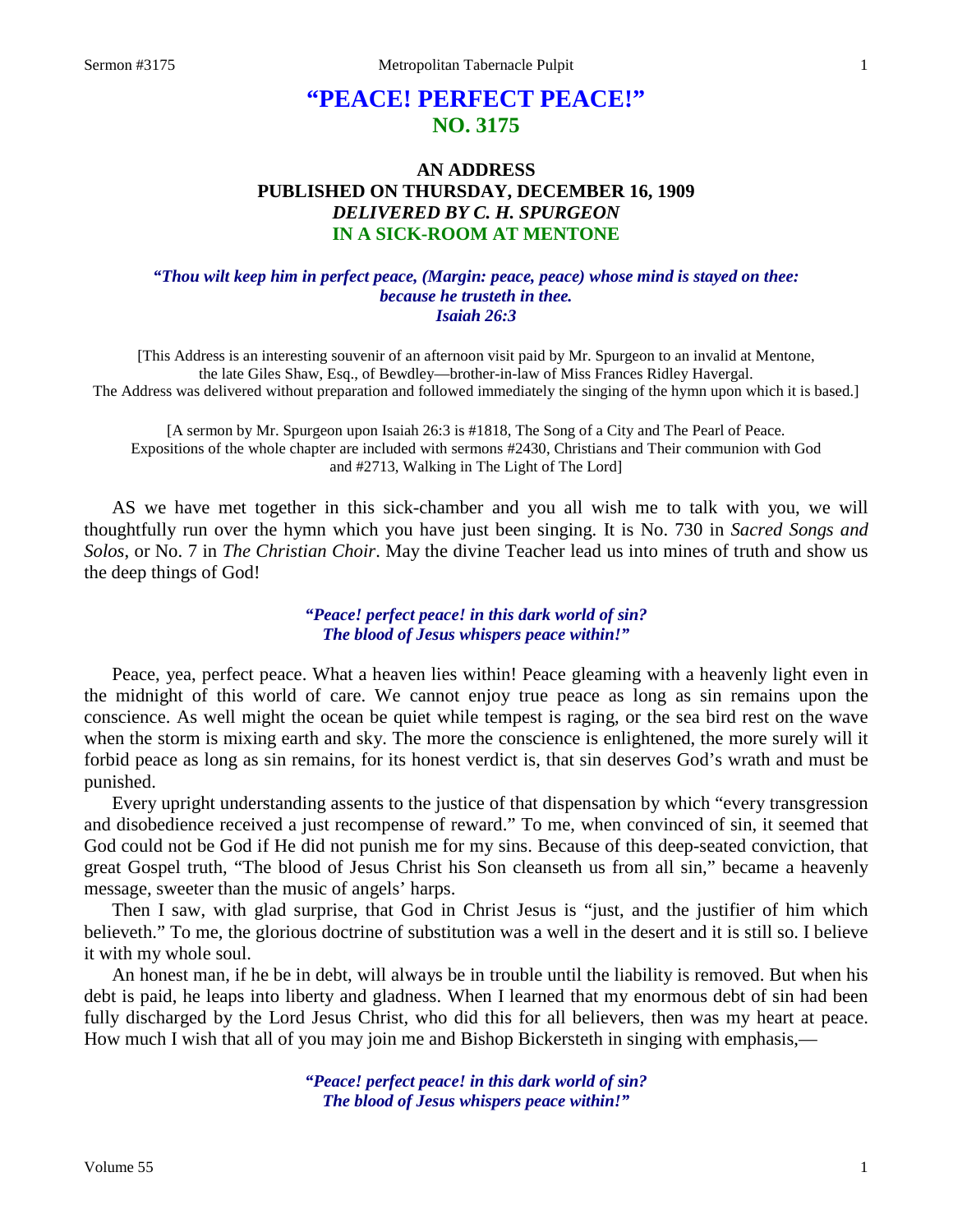# "PEACE! PERFECT PEACE!"
## NO. 3175

### AN ADDRESS
### PUBLISHED ON THURSDAY, DECEMBER 16, 1909
### *DELIVERED BY C. H. SPURGEON*
### IN A SICK-ROOM AT MENTONE

***"Thou wilt keep him in perfect peace, (Margin: peace, peace) whose mind is stayed on thee: because he trusteth in thee. Isaiah 26:3***

[This Address is an interesting souvenir of an afternoon visit paid by Mr. Spurgeon to an invalid at Mentone, the late Giles Shaw, Esq., of Bewdley—brother-in-law of Miss Frances Ridley Havergal. The Address was delivered without preparation and followed immediately the singing of the hymn upon which it is based.]

[A sermon by Mr. Spurgeon upon Isaiah 26:3 is #1818, The Song of a City and The Pearl of Peace. Expositions of the whole chapter are included with sermons #2430, Christians and Their communion with God and #2713, Walking in The Light of The Lord]

AS we have met together in this sick-chamber and you all wish me to talk with you, we will thoughtfully run over the hymn which you have just been singing. It is No. 730 in *Sacred Songs and Solos*, or No. 7 in *The Christian Choir*. May the divine Teacher lead us into mines of truth and show us the deep things of God!

> ***"Peace! perfect peace! in this dark world of sin?***
> ***The blood of Jesus whispers peace within!"***

Peace, yea, perfect peace. What a heaven lies within! Peace gleaming with a heavenly light even in the midnight of this world of care. We cannot enjoy true peace as long as sin remains upon the conscience. As well might the ocean be quiet while tempest is raging, or the sea bird rest on the wave when the storm is mixing earth and sky. The more the conscience is enlightened, the more surely will it forbid peace as long as sin remains, for its honest verdict is, that sin deserves God's wrath and must be punished.

Every upright understanding assents to the justice of that dispensation by which "every transgression and disobedience received a just recompense of reward." To me, when convinced of sin, it seemed that God could not be God if He did not punish me for my sins. Because of this deep-seated conviction, that great Gospel truth, "The blood of Jesus Christ his Son cleanseth us from all sin," became a heavenly message, sweeter than the music of angels' harps.

Then I saw, with glad surprise, that God in Christ Jesus is "just, and the justifier of him which believeth." To me, the glorious doctrine of substitution was a well in the desert and it is still so. I believe it with my whole soul.

An honest man, if he be in debt, will always be in trouble until the liability is removed. But when his debt is paid, he leaps into liberty and gladness. When I learned that my enormous debt of sin had been fully discharged by the Lord Jesus Christ, who did this for all believers, then was my heart at peace. How much I wish that all of you may join me and Bishop Bickersteth in singing with emphasis,—

> ***"Peace! perfect peace! in this dark world of sin?***
> ***The blood of Jesus whispers peace within!"***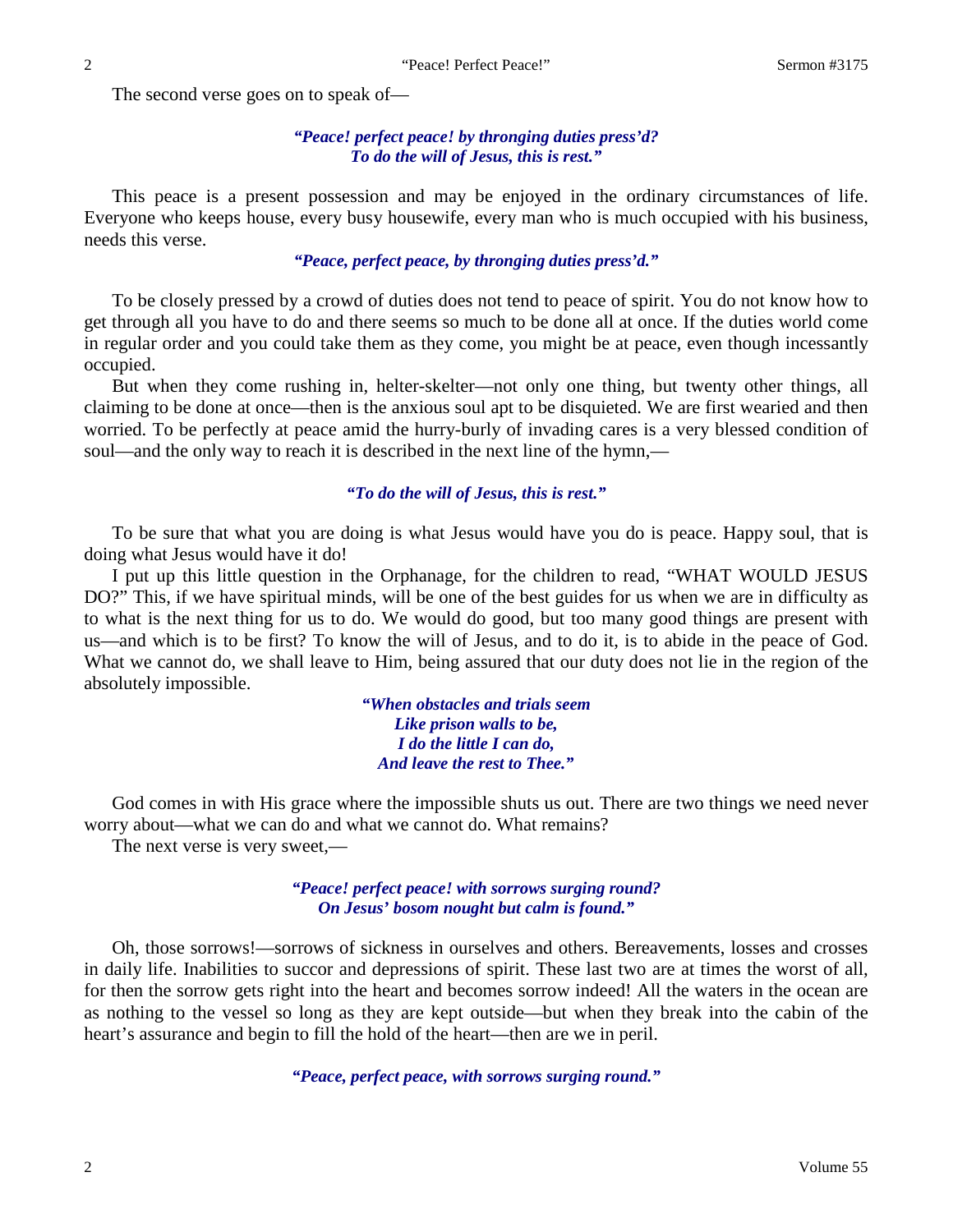The second verse goes on to speak of—

> ***"Peace! perfect peace! by thronging duties press'd?***
> ***To do the will of Jesus, this is rest."***

This peace is a present possession and may be enjoyed in the ordinary circumstances of life. Everyone who keeps house, every busy housewife, every man who is much occupied with his business, needs this verse.

> ***"Peace, perfect peace, by thronging duties press'd."***

To be closely pressed by a crowd of duties does not tend to peace of spirit. You do not know how to get through all you have to do and there seems so much to be done all at once. If the duties world come in regular order and you could take them as they come, you might be at peace, even though incessantly occupied.

But when they come rushing in, helter-skelter—not only one thing, but twenty other things, all claiming to be done at once—then is the anxious soul apt to be disquieted. We are first wearied and then worried. To be perfectly at peace amid the hurry-burly of invading cares is a very blessed condition of soul—and the only way to reach it is described in the next line of the hymn,—

> ***"To do the will of Jesus, this is rest."***

To be sure that what you are doing is what Jesus would have you do is peace. Happy soul, that is doing what Jesus would have it do!

I put up this little question in the Orphanage, for the children to read, "WHAT WOULD JESUS DO?" This, if we have spiritual minds, will be one of the best guides for us when we are in difficulty as to what is the next thing for us to do. We would do good, but too many good things are present with us—and which is to be first? To know the will of Jesus, and to do it, is to abide in the peace of God. What we cannot do, we shall leave to Him, being assured that our duty does not lie in the region of the absolutely impossible.

> ***"When obstacles and trials seem***
> ***Like prison walls to be,***
> ***I do the little I can do,***
> ***And leave the rest to Thee."***

God comes in with His grace where the impossible shuts us out. There are two things we need never worry about—what we can do and what we cannot do. What remains?

The next verse is very sweet,—

> ***"Peace! perfect peace! with sorrows surging round?***
> ***On Jesus' bosom nought but calm is found."***

Oh, those sorrows!—sorrows of sickness in ourselves and others. Bereavements, losses and crosses in daily life. Inabilities to succor and depressions of spirit. These last two are at times the worst of all, for then the sorrow gets right into the heart and becomes sorrow indeed! All the waters in the ocean are as nothing to the vessel so long as they are kept outside—but when they break into the cabin of the heart's assurance and begin to fill the hold of the heart—then are we in peril.

> ***"Peace, perfect peace, with sorrows surging round."***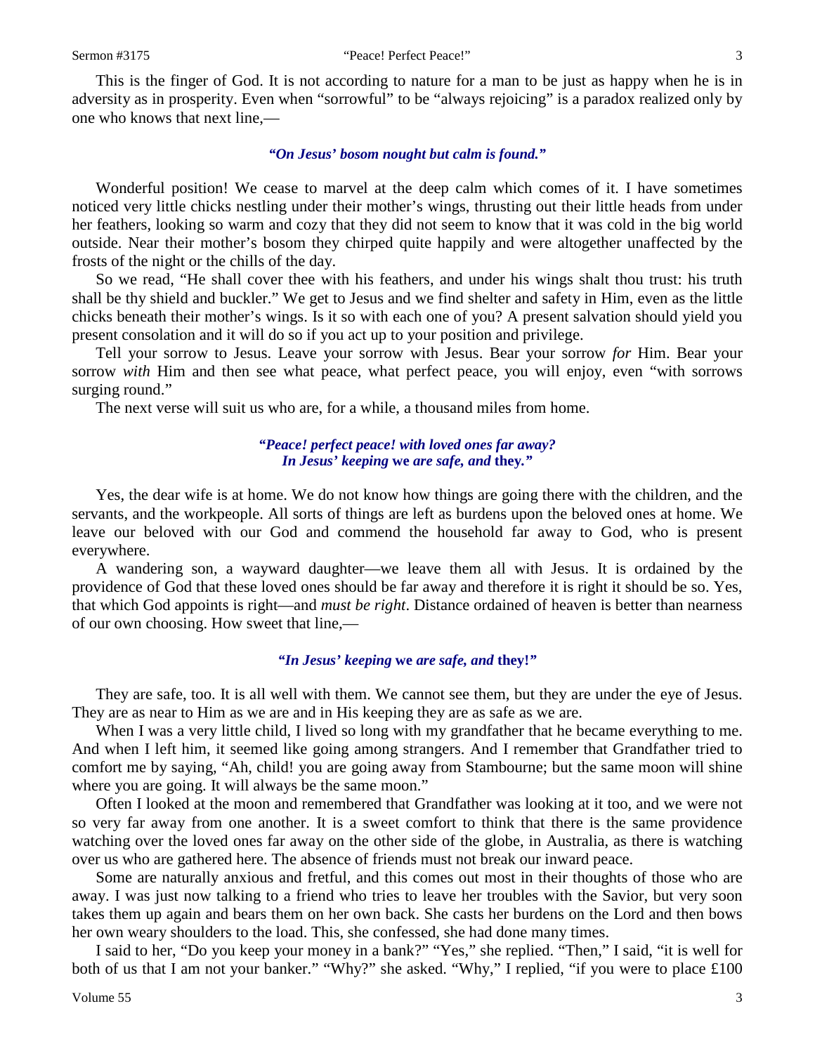This is the finger of God. It is not according to nature for a man to be just as happy when he is in adversity as in prosperity. Even when "sorrowful" to be "always rejoicing" is a paradox realized only by one who knows that next line,—

***"On Jesus' bosom nought but calm is found."***

Wonderful position! We cease to marvel at the deep calm which comes of it. I have sometimes noticed very little chicks nestling under their mother's wings, thrusting out their little heads from under her feathers, looking so warm and cozy that they did not seem to know that it was cold in the big world outside. Near their mother's bosom they chirped quite happily and were altogether unaffected by the frosts of the night or the chills of the day.

So we read, "He shall cover thee with his feathers, and under his wings shalt thou trust: his truth shall be thy shield and buckler." We get to Jesus and we find shelter and safety in Him, even as the little chicks beneath their mother's wings. Is it so with each one of you? A present salvation should yield you present consolation and it will do so if you act up to your position and privilege.

Tell your sorrow to Jesus. Leave your sorrow with Jesus. Bear your sorrow *for* Him. Bear your sorrow *with* Him and then see what peace, what perfect peace, you will enjoy, even "with sorrows surging round."

The next verse will suit us who are, for a while, a thousand miles from home.

***"Peace! perfect peace! with loved ones far away?***
***In Jesus' keeping* we *are safe, and* they."**

Yes, the dear wife is at home. We do not know how things are going there with the children, and the servants, and the workpeople. All sorts of things are left as burdens upon the beloved ones at home. We leave our beloved with our God and commend the household far away to God, who is present everywhere.

A wandering son, a wayward daughter—we leave them all with Jesus. It is ordained by the providence of God that these loved ones should be far away and therefore it is right it should be so. Yes, that which God appoints is right—and *must be right*. Distance ordained of heaven is better than nearness of our own choosing. How sweet that line,—

***"In Jesus' keeping* we *are safe, and* they!"**

They are safe, too. It is all well with them. We cannot see them, but they are under the eye of Jesus. They are as near to Him as we are and in His keeping they are as safe as we are.

When I was a very little child, I lived so long with my grandfather that he became everything to me. And when I left him, it seemed like going among strangers. And I remember that Grandfather tried to comfort me by saying, "Ah, child! you are going away from Stambourne; but the same moon will shine where you are going. It will always be the same moon."

Often I looked at the moon and remembered that Grandfather was looking at it too, and we were not so very far away from one another. It is a sweet comfort to think that there is the same providence watching over the loved ones far away on the other side of the globe, in Australia, as there is watching over us who are gathered here. The absence of friends must not break our inward peace.

Some are naturally anxious and fretful, and this comes out most in their thoughts of those who are away. I was just now talking to a friend who tries to leave her troubles with the Savior, but very soon takes them up again and bears them on her own back. She casts her burdens on the Lord and then bows her own weary shoulders to the load. This, she confessed, she had done many times.

I said to her, "Do you keep your money in a bank?" "Yes," she replied. "Then," I said, "it is well for both of us that I am not your banker." "Why?" she asked. "Why," I replied, "if you were to place £100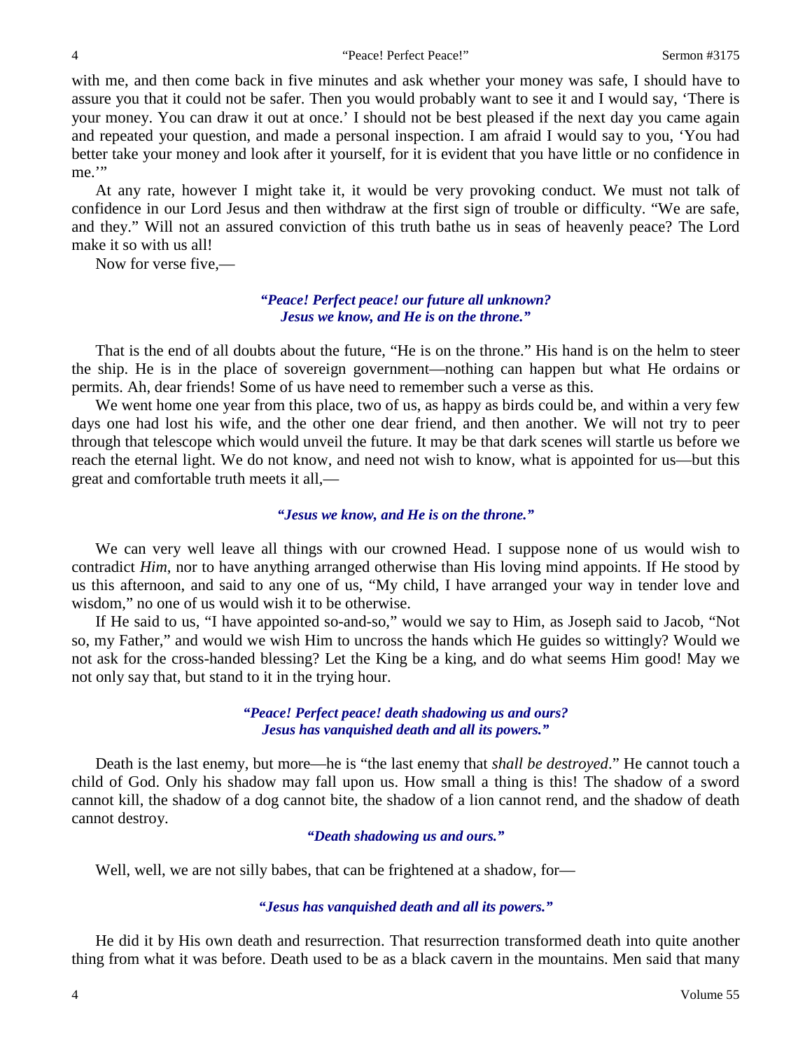with me, and then come back in five minutes and ask whether your money was safe, I should have to assure you that it could not be safer. Then you would probably want to see it and I would say, 'There is your money. You can draw it out at once.' I should not be best pleased if the next day you came again and repeated your question, and made a personal inspection. I am afraid I would say to you, 'You had better take your money and look after it yourself, for it is evident that you have little or no confidence in me.'"

At any rate, however I might take it, it would be very provoking conduct. We must not talk of confidence in our Lord Jesus and then withdraw at the first sign of trouble or difficulty. "We are safe, and they." Will not an assured conviction of this truth bathe us in seas of heavenly peace? The Lord make it so with us all!

Now for verse five,—

> ***"Peace! Perfect peace! our future all unknown?***
> ***Jesus we know, and He is on the throne."***

That is the end of all doubts about the future, "He is on the throne." His hand is on the helm to steer the ship. He is in the place of sovereign government—nothing can happen but what He ordains or permits. Ah, dear friends! Some of us have need to remember such a verse as this.

We went home one year from this place, two of us, as happy as birds could be, and within a very few days one had lost his wife, and the other one dear friend, and then another. We will not try to peer through that telescope which would unveil the future. It may be that dark scenes will startle us before we reach the eternal light. We do not know, and need not wish to know, what is appointed for us—but this great and comfortable truth meets it all,—

> ***"Jesus we know, and He is on the throne."***

We can very well leave all things with our crowned Head. I suppose none of us would wish to contradict *Him*, nor to have anything arranged otherwise than His loving mind appoints. If He stood by us this afternoon, and said to any one of us, "My child, I have arranged your way in tender love and wisdom," no one of us would wish it to be otherwise.

If He said to us, "I have appointed so-and-so," would we say to Him, as Joseph said to Jacob, "Not so, my Father," and would we wish Him to uncross the hands which He guides so wittingly? Would we not ask for the cross-handed blessing? Let the King be a king, and do what seems Him good! May we not only say that, but stand to it in the trying hour.

> ***"Peace! Perfect peace! death shadowing us and ours?***
> ***Jesus has vanquished death and all its powers."***

Death is the last enemy, but more—he is "the last enemy that *shall be destroyed*." He cannot touch a child of God. Only his shadow may fall upon us. How small a thing is this! The shadow of a sword cannot kill, the shadow of a dog cannot bite, the shadow of a lion cannot rend, and the shadow of death cannot destroy.

> ***"Death shadowing us and ours."***

Well, well, we are not silly babes, that can be frightened at a shadow, for—

> ***"Jesus has vanquished death and all its powers."***

He did it by His own death and resurrection. That resurrection transformed death into quite another thing from what it was before. Death used to be as a black cavern in the mountains. Men said that many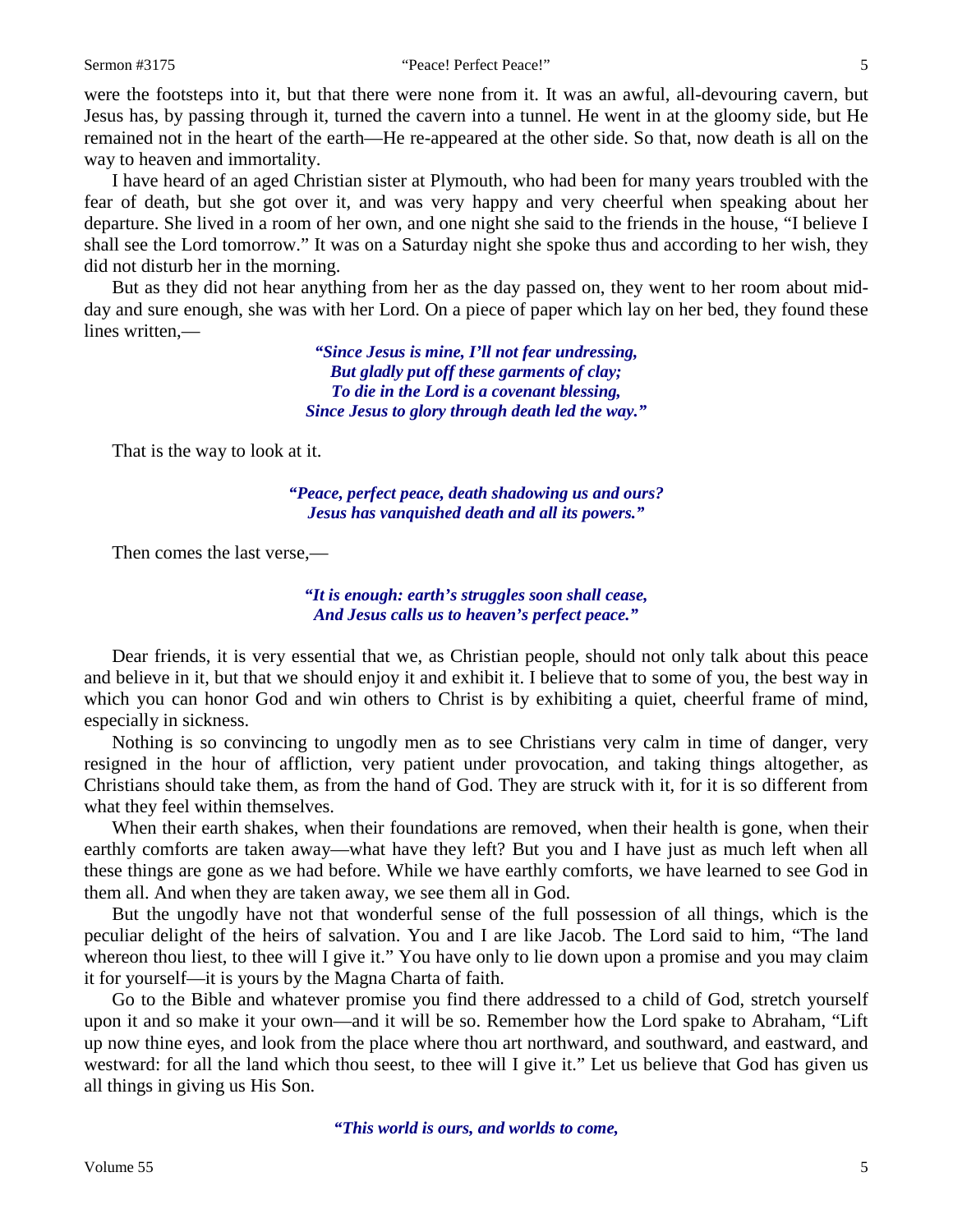were the footsteps into it, but that there were none from it. It was an awful, all-devouring cavern, but Jesus has, by passing through it, turned the cavern into a tunnel. He went in at the gloomy side, but He remained not in the heart of the earth—He re-appeared at the other side. So that, now death is all on the way to heaven and immortality.

I have heard of an aged Christian sister at Plymouth, who had been for many years troubled with the fear of death, but she got over it, and was very happy and very cheerful when speaking about her departure. She lived in a room of her own, and one night she said to the friends in the house, "I believe I shall see the Lord tomorrow." It was on a Saturday night she spoke thus and according to her wish, they did not disturb her in the morning.

But as they did not hear anything from her as the day passed on, they went to her room about mid-day and sure enough, she was with her Lord. On a piece of paper which lay on her bed, they found these lines written,—

> ***"Since Jesus is mine, I'll not fear undressing,***
> ***But gladly put off these garments of clay;***
> ***To die in the Lord is a covenant blessing,***
> ***Since Jesus to glory through death led the way."***

That is the way to look at it.

> ***"Peace, perfect peace, death shadowing us and ours?***
> ***Jesus has vanquished death and all its powers."***

Then comes the last verse,—

> ***"It is enough: earth's struggles soon shall cease,***
> ***And Jesus calls us to heaven's perfect peace."***

Dear friends, it is very essential that we, as Christian people, should not only talk about this peace and believe in it, but that we should enjoy it and exhibit it. I believe that to some of you, the best way in which you can honor God and win others to Christ is by exhibiting a quiet, cheerful frame of mind, especially in sickness.

Nothing is so convincing to ungodly men as to see Christians very calm in time of danger, very resigned in the hour of affliction, very patient under provocation, and taking things altogether, as Christians should take them, as from the hand of God. They are struck with it, for it is so different from what they feel within themselves.

When their earth shakes, when their foundations are removed, when their health is gone, when their earthly comforts are taken away—what have they left? But you and I have just as much left when all these things are gone as we had before. While we have earthly comforts, we have learned to see God in them all. And when they are taken away, we see them all in God.

But the ungodly have not that wonderful sense of the full possession of all things, which is the peculiar delight of the heirs of salvation. You and I are like Jacob. The Lord said to him, "The land whereon thou liest, to thee will I give it." You have only to lie down upon a promise and you may claim it for yourself—it is yours by the Magna Charta of faith.

Go to the Bible and whatever promise you find there addressed to a child of God, stretch yourself upon it and so make it your own—and it will be so. Remember how the Lord spake to Abraham, "Lift up now thine eyes, and look from the place where thou art northward, and southward, and eastward, and westward: for all the land which thou seest, to thee will I give it." Let us believe that God has given us all things in giving us His Son.

> ***"This world is ours, and worlds to come,***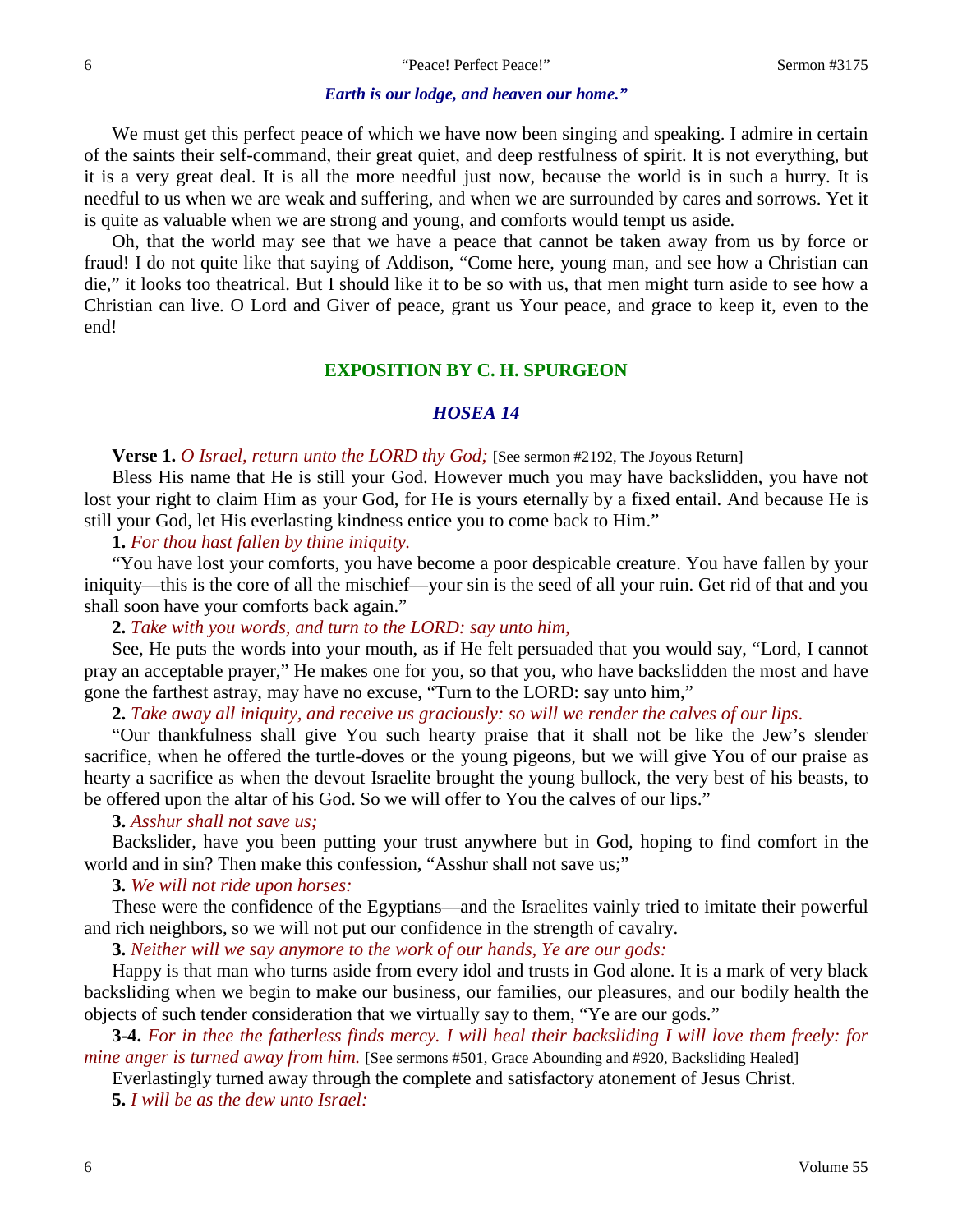*Earth is our lodge, and heaven our home."*

We must get this perfect peace of which we have now been singing and speaking. I admire in certain of the saints their self-command, their great quiet, and deep restfulness of spirit. It is not everything, but it is a very great deal. It is all the more needful just now, because the world is in such a hurry. It is needful to us when we are weak and suffering, and when we are surrounded by cares and sorrows. Yet it is quite as valuable when we are strong and young, and comforts would tempt us aside.

Oh, that the world may see that we have a peace that cannot be taken away from us by force or fraud! I do not quite like that saying of Addison, "Come here, young man, and see how a Christian can die," it looks too theatrical. But I should like it to be so with us, that men might turn aside to see how a Christian can live. O Lord and Giver of peace, grant us Your peace, and grace to keep it, even to the end!

## EXPOSITION BY C. H. SPURGEON

### *HOSEA 14*

**Verse 1.** *O Israel, return unto the LORD thy God;* [See sermon #2192, The Joyous Return]

Bless His name that He is still your God. However much you may have backslidden, you have not lost your right to claim Him as your God, for He is yours eternally by a fixed entail. And because He is still your God, let His everlasting kindness entice you to come back to Him."

**1.** *For thou hast fallen by thine iniquity.*

"You have lost your comforts, you have become a poor despicable creature. You have fallen by your iniquity—this is the core of all the mischief—your sin is the seed of all your ruin. Get rid of that and you shall soon have your comforts back again."

**2.** *Take with you words, and turn to the LORD: say unto him,*

See, He puts the words into your mouth, as if He felt persuaded that you would say, "Lord, I cannot pray an acceptable prayer," He makes one for you, so that you, who have backslidden the most and have gone the farthest astray, may have no excuse, "Turn to the LORD: say unto him,"

**2.** *Take away all iniquity, and receive us graciously: so will we render the calves of our lips.*

"Our thankfulness shall give You such hearty praise that it shall not be like the Jew's slender sacrifice, when he offered the turtle-doves or the young pigeons, but we will give You of our praise as hearty a sacrifice as when the devout Israelite brought the young bullock, the very best of his beasts, to be offered upon the altar of his God. So we will offer to You the calves of our lips."

**3.** *Asshur shall not save us;*

Backslider, have you been putting your trust anywhere but in God, hoping to find comfort in the world and in sin? Then make this confession, "Asshur shall not save us;"

**3.** *We will not ride upon horses:*

These were the confidence of the Egyptians—and the Israelites vainly tried to imitate their powerful and rich neighbors, so we will not put our confidence in the strength of cavalry.

**3.** *Neither will we say anymore to the work of our hands, Ye are our gods:*

Happy is that man who turns aside from every idol and trusts in God alone. It is a mark of very black backsliding when we begin to make our business, our families, our pleasures, and our bodily health the objects of such tender consideration that we virtually say to them, "Ye are our gods."

**3-4.** *For in thee the fatherless finds mercy. I will heal their backsliding I will love them freely: for mine anger is turned away from him.* [See sermons #501, Grace Abounding and #920, Backsliding Healed]

Everlastingly turned away through the complete and satisfactory atonement of Jesus Christ.

**5.** *I will be as the dew unto Israel:*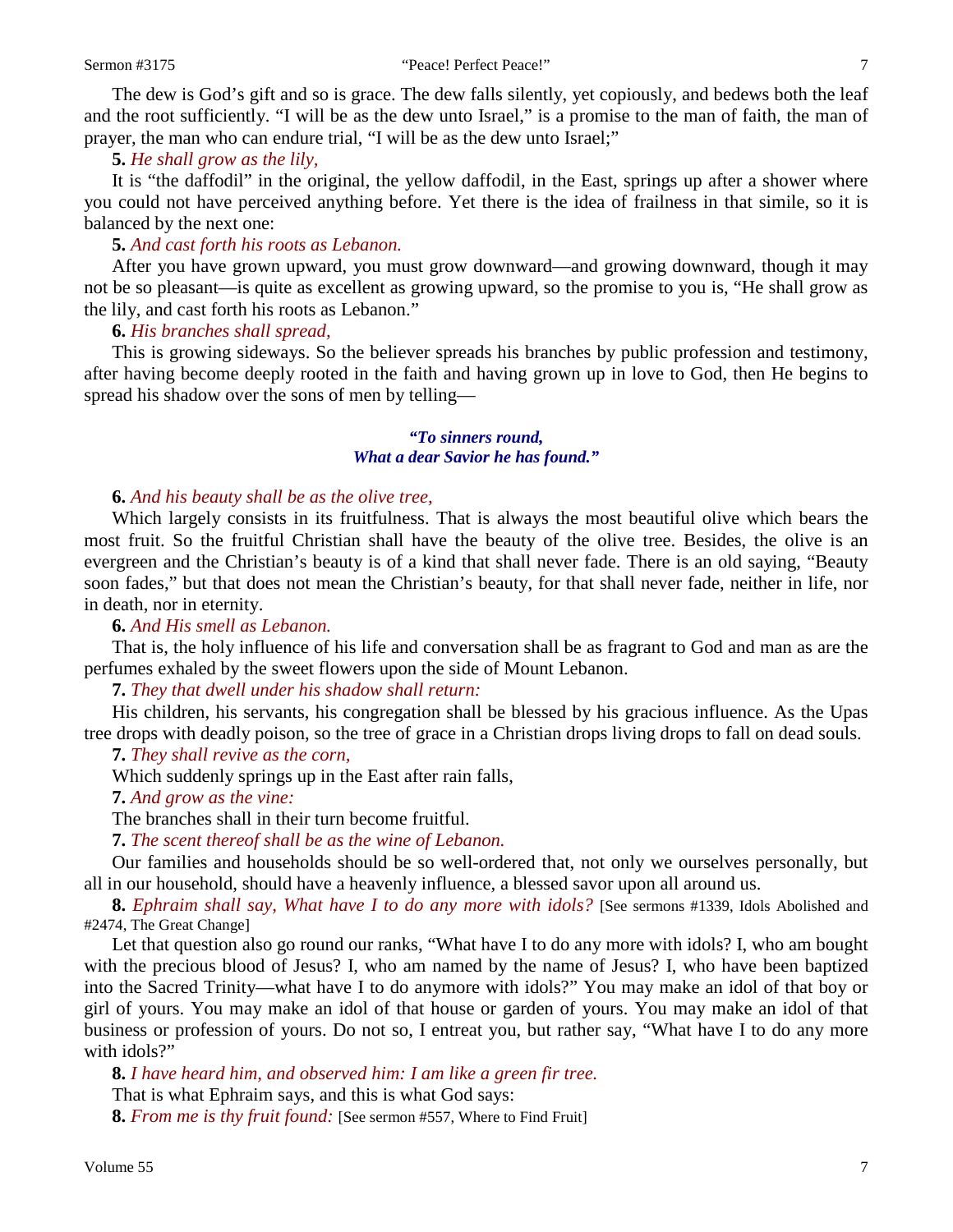The dew is God's gift and so is grace. The dew falls silently, yet copiously, and bedews both the leaf and the root sufficiently. "I will be as the dew unto Israel," is a promise to the man of faith, the man of prayer, the man who can endure trial, "I will be as the dew unto Israel;"

**5.** *He shall grow as the lily,*

It is "the daffodil" in the original, the yellow daffodil, in the East, springs up after a shower where you could not have perceived anything before. Yet there is the idea of frailness in that simile, so it is balanced by the next one:

**5.** *And cast forth his roots as Lebanon.*

After you have grown upward, you must grow downward—and growing downward, though it may not be so pleasant—is quite as excellent as growing upward, so the promise to you is, "He shall grow as the lily, and cast forth his roots as Lebanon."

**6.** *His branches shall spread,*

This is growing sideways. So the believer spreads his branches by public profession and testimony, after having become deeply rooted in the faith and having grown up in love to God, then He begins to spread his shadow over the sons of men by telling—

> ***"To sinners round,***
> ***What a dear Savior he has found."***

**6.** *And his beauty shall be as the olive tree,*

Which largely consists in its fruitfulness. That is always the most beautiful olive which bears the most fruit. So the fruitful Christian shall have the beauty of the olive tree. Besides, the olive is an evergreen and the Christian's beauty is of a kind that shall never fade. There is an old saying, "Beauty soon fades," but that does not mean the Christian's beauty, for that shall never fade, neither in life, nor in death, nor in eternity.

**6.** *And His smell as Lebanon.*

That is, the holy influence of his life and conversation shall be as fragrant to God and man as are the perfumes exhaled by the sweet flowers upon the side of Mount Lebanon.

**7.** *They that dwell under his shadow shall return:*

His children, his servants, his congregation shall be blessed by his gracious influence. As the Upas tree drops with deadly poison, so the tree of grace in a Christian drops living drops to fall on dead souls.

**7.** *They shall revive as the corn,*

Which suddenly springs up in the East after rain falls,

**7.** *And grow as the vine:*

The branches shall in their turn become fruitful.

**7.** *The scent thereof shall be as the wine of Lebanon.*

Our families and households should be so well-ordered that, not only we ourselves personally, but all in our household, should have a heavenly influence, a blessed savor upon all around us.

**8.** *Ephraim shall say, What have I to do any more with idols?* [See sermons #1339, Idols Abolished and #2474, The Great Change]

Let that question also go round our ranks, "What have I to do any more with idols? I, who am bought with the precious blood of Jesus? I, who am named by the name of Jesus? I, who have been baptized into the Sacred Trinity—what have I to do anymore with idols?" You may make an idol of that boy or girl of yours. You may make an idol of that house or garden of yours. You may make an idol of that business or profession of yours. Do not so, I entreat you, but rather say, "What have I to do any more with idols?"

**8.** *I have heard him, and observed him: I am like a green fir tree.*

That is what Ephraim says, and this is what God says:

**8.** *From me is thy fruit found:* [See sermon #557, Where to Find Fruit]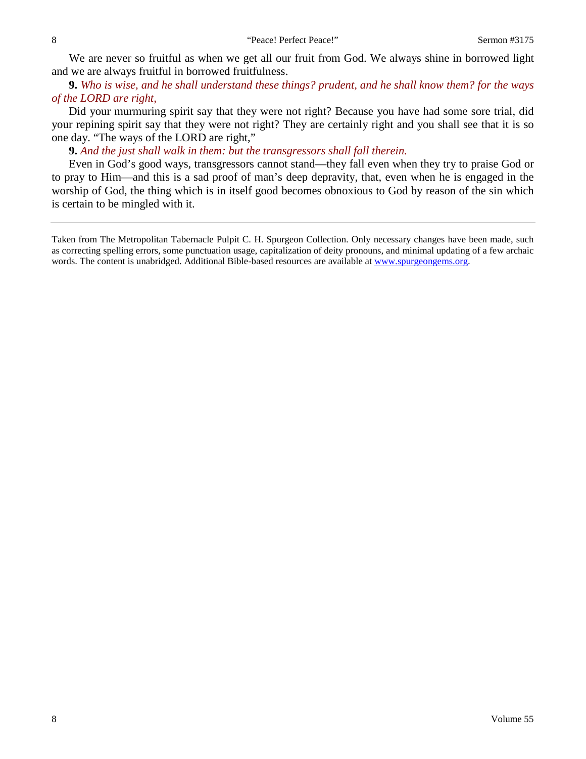We are never so fruitful as when we get all our fruit from God. We always shine in borrowed light and we are always fruitful in borrowed fruitfulness.

**9.** *Who is wise, and he shall understand these things? prudent, and he shall know them? for the ways of the LORD are right,*

Did your murmuring spirit say that they were not right? Because you have had some sore trial, did your repining spirit say that they were not right? They are certainly right and you shall see that it is so one day. "The ways of the LORD are right,"

**9.** *And the just shall walk in them: but the transgressors shall fall therein.*

Even in God's good ways, transgressors cannot stand—they fall even when they try to praise God or to pray to Him—and this is a sad proof of man's deep depravity, that, even when he is engaged in the worship of God, the thing which is in itself good becomes obnoxious to God by reason of the sin which is certain to be mingled with it.

---

Taken from The Metropolitan Tabernacle Pulpit C. H. Spurgeon Collection. Only necessary changes have been made, such as correcting spelling errors, some punctuation usage, capitalization of deity pronouns, and minimal updating of a few archaic words. The content is unabridged. Additional Bible-based resources are available at www.spurgeongems.org.